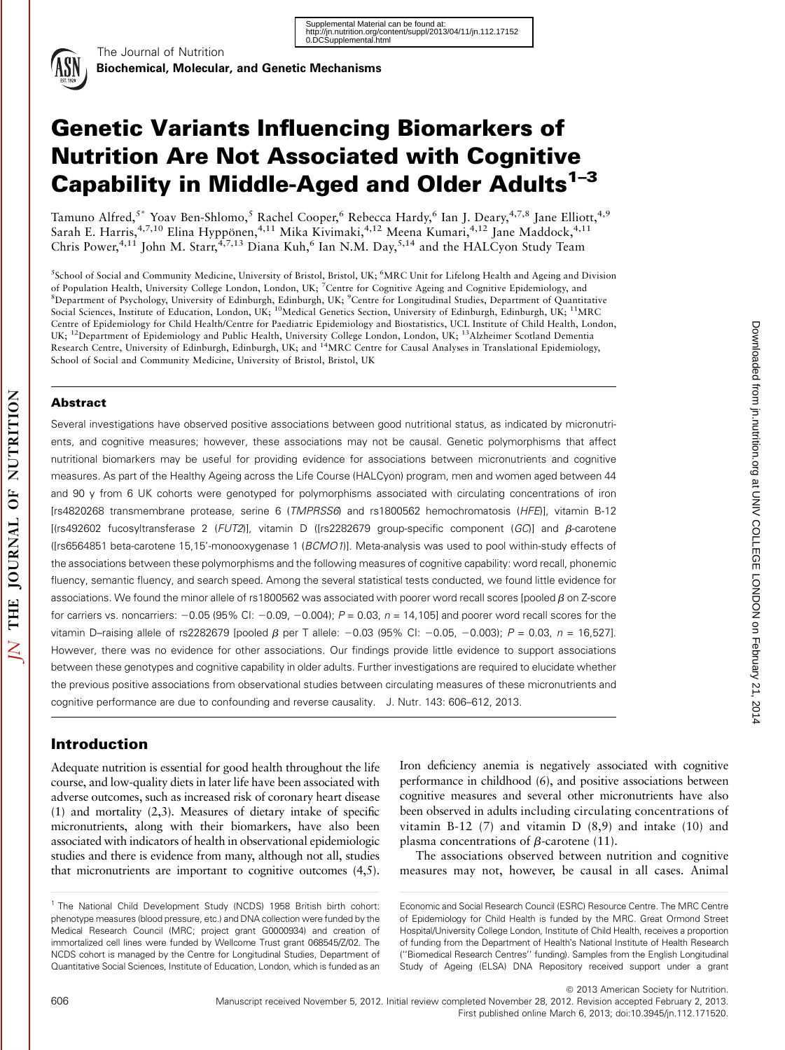# Genetic Variants Influencing Biomarkers of Nutrition Are Not Associated with Cognitive Capability in Middle-Aged and Older Adults[1–3]

Tamuno Alfred,[5*] Yoav Ben-Shlomo,[5] Rachel Cooper,[6] Rebecca Hardy,[6] Ian J. Deary,[4,7,8] Jane Elliott,[4,9] Sarah E. Harris,[4,7,10] Elina Hyppönen,[4,11] Mika Kivimaki,[4,12] Meena Kumari,[4,12] Jane Maddock,[4,11] Chris Power,[4,11] John M. Starr,[4,7,13] Diana Kuh,[6] Ian N.M. Day,[5,14] and the HALCyon Study Team

[5]School of Social and Community Medicine, University of Bristol, Bristol, UK; [6]MRC Unit for Lifelong Health and Ageing and Division of Population Health, University College London, London, UK; [7]Centre for Cognitive Ageing and Cognitive Epidemiology, and [8]Department of Psychology, University of Edinburgh, Edinburgh, UK; [9]Centre for Longitudinal Studies, Department of Quantitative Social Sciences, Institute of Education, London, UK; [10]Medical Genetics Section, University of Edinburgh, Edinburgh, UK; [11]MRC Centre of Epidemiology for Child Health/Centre for Paediatric Epidemiology and Biostatistics, UCL Institute of Child Health, London, UK; [12]Department of Epidemiology and Public Health, University College London, London, UK; [13]Alzheimer Scotland Dementia Research Centre, University of Edinburgh, Edinburgh, UK; and [14]MRC Centre for Causal Analyses in Translational Epidemiology, School of Social and Community Medicine, University of Bristol, Bristol, UK

## Abstract

Several investigations have observed positive associations between good nutritional status, as indicated by micronutrients, and cognitive measures; however, these associations may not be causal. Genetic polymorphisms that affect nutritional biomarkers may be useful for providing evidence for associations between micronutrients and cognitive measures. As part of the Healthy Ageing across the Life Course (HALCyon) program, men and women aged between 44 and 90 y from 6 UK cohorts were genotyped for polymorphisms associated with circulating concentrations of iron [rs4820268 transmembrane protease, serine 6 (*TMPRSS6*) and rs1800562 hemochromatosis (*HFE*)], vitamin B-12 [(rs492602 fucosyltransferase 2 (*FUT2*)], vitamin D ([rs2282679 group-specific component (*GC*)] and β-carotene ([rs6564851 beta-carotene 15,15′-monooxygenase 1 (*BCMO1*)]. Meta-analysis was used to pool within-study effects of the associations between these polymorphisms and the following measures of cognitive capability: word recall, phonemic fluency, semantic fluency, and search speed. Among the several statistical tests conducted, we found little evidence for associations. We found the minor allele of rs1800562 was associated with poorer word recall scores [pooled $\beta$ on Z-score for carriers vs. noncarriers: −0.05 (95% CI: −0.09, −0.004); $P = 0.03$, $n = 14{,}105$] and poorer word recall scores for the vitamin D–raising allele of rs2282679 [pooled $\beta$ per T allele: −0.03 (95% CI: −0.05, −0.003); $P = 0.03$, $n = 16{,}527$]. However, there was no evidence for other associations. Our findings provide little evidence to support associations between these genotypes and cognitive capability in older adults. Further investigations are required to elucidate whether the previous positive associations from observational studies between circulating measures of these micronutrients and cognitive performance are due to confounding and reverse causality. J. Nutr. 143: 606–612, 2013.

## Introduction

Adequate nutrition is essential for good health throughout the life course, and low-quality diets in later life have been associated with adverse outcomes, such as increased risk of coronary heart disease (1) and mortality (2,3). Measures of dietary intake of specific micronutrients, along with their biomarkers, have also been associated with indicators of health in observational epidemiologic studies and there is evidence from many, although not all, studies that micronutrients are important to cognitive outcomes (4,5). Iron deficiency anemia is negatively associated with cognitive performance in childhood (6), and positive associations between cognitive measures and several other micronutrients have also been observed in adults including circulating concentrations of vitamin B-12 (7) and vitamin D (8,9) and intake (10) and plasma concentrations of β-carotene (11).

The associations observed between nutrition and cognitive measures may not, however, be causal in all cases. Animal

---

[1] The National Child Development Study (NCDS) 1958 British birth cohort: phenotype measures (blood pressure, etc.) and DNA collection were funded by the Medical Research Council (MRC; project grant G0000934) and creation of immortalized cell lines were funded by Wellcome Trust grant 068545/Z/02. The NCDS cohort is managed by the Centre for Longitudinal Studies, Department of Quantitative Social Sciences, Institute of Education, London, which is funded as an Economic and Social Research Council (ESRC) Resource Centre. The MRC Centre of Epidemiology for Child Health is funded by the MRC. Great Ormond Street Hospital/University College London, Institute of Child Health, receives a proportion of funding from the Department of Health's National Institute of Health Research ("Biomedical Research Centres" funding). Samples from the English Longitudinal Study of Ageing (ELSA) DNA Repository received support under a grant

© 2013 American Society for Nutrition.
Manuscript received November 5, 2012. Initial review completed November 28, 2012. Revision accepted February 2, 2013.
First published online March 6, 2013; doi:10.3945/jn.112.171520.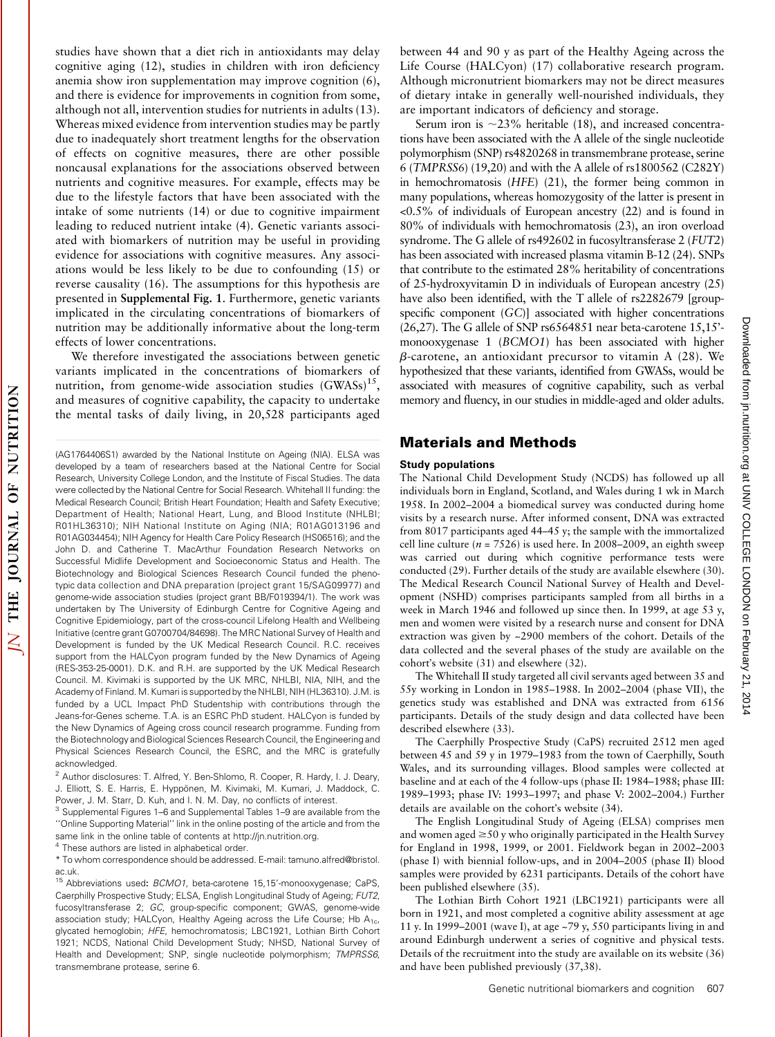studies have shown that a diet rich in antioxidants may delay cognitive aging (12), studies in children with iron deficiency anemia show iron supplementation may improve cognition (6), and there is evidence for improvements in cognition from some, although not all, intervention studies for nutrients in adults (13). Whereas mixed evidence from intervention studies may be partly due to inadequately short treatment lengths for the observation of effects on cognitive measures, there are other possible noncausal explanations for the associations observed between nutrients and cognitive measures. For example, effects may be due to the lifestyle factors that have been associated with the intake of some nutrients (14) or due to cognitive impairment leading to reduced nutrient intake (4). Genetic variants associated with biomarkers of nutrition may be useful in providing evidence for associations with cognitive measures. Any associations would be less likely to be due to confounding (15) or reverse causality (16). The assumptions for this hypothesis are presented in **Supplemental Fig. 1**. Furthermore, genetic variants implicated in the circulating concentrations of biomarkers of nutrition may be additionally informative about the long-term effects of lower concentrations.

We therefore investigated the associations between genetic variants implicated in the concentrations of biomarkers of nutrition, from genome-wide association studies (GWASs)[15], and measures of cognitive capability, the capacity to undertake the mental tasks of daily living, in 20,528 participants aged between 44 and 90 y as part of the Healthy Ageing across the Life Course (HALCyon) (17) collaborative research program. Although micronutrient biomarkers may not be direct measures of dietary intake in generally well-nourished individuals, they are important indicators of deficiency and storage.

Serum iron is ~23% heritable (18), and increased concentrations have been associated with the A allele of the single nucleotide polymorphism (SNP) rs4820268 in transmembrane protease, serine 6 (*TMPRSS6*) (19,20) and with the A allele of rs1800562 (C282Y) in hemochromatosis (*HFE*) (21), the former being common in many populations, whereas homozygosity of the latter is present in <0.5% of individuals of European ancestry (22) and is found in 80% of individuals with hemochromatosis (23), an iron overload syndrome. The G allele of rs492602 in fucosyltransferase 2 (*FUT2*) has been associated with increased plasma vitamin B-12 (24). SNPs that contribute to the estimated 28% heritability of concentrations of 25-hydroxyvitamin D in individuals of European ancestry (25) have also been identified, with the T allele of rs2282679 [group-specific component (*GC*)] associated with higher concentrations (26,27). The G allele of SNP rs6564851 near beta-carotene 15,15'-monooxygenase 1 (*BCMO1*) has been associated with higher β-carotene, an antioxidant precursor to vitamin A (28). We hypothesized that these variants, identified from GWASs, would be associated with measures of cognitive capability, such as verbal memory and fluency, in our studies in middle-aged and older adults.

## Materials and Methods

### Study populations

The National Child Development Study (NCDS) has followed up all individuals born in England, Scotland, and Wales during 1 wk in March 1958. In 2002–2004 a biomedical survey was conducted during home visits by a research nurse. After informed consent, DNA was extracted from 8017 participants aged 44–45 y; the sample with the immortalized cell line culture ($n$ = 7526) is used here. In 2008–2009, an eighth sweep was carried out during which cognitive performance tests were conducted (29). Further details of the study are available elsewhere (30). The Medical Research Council National Survey of Health and Development (NSHD) comprises participants sampled from all births in a week in March 1946 and followed up since then. In 1999, at age 53 y, men and women were visited by a research nurse and consent for DNA extraction was given by ~2900 members of the cohort. Details of the data collected and the several phases of the study are available on the cohort's website (31) and elsewhere (32).

The Whitehall II study targeted all civil servants aged between 35 and 55y working in London in 1985–1988. In 2002–2004 (phase VII), the genetics study was established and DNA was extracted from 6156 participants. Details of the study design and data collected have been described elsewhere (33).

The Caerphilly Prospective Study (CaPS) recruited 2512 men aged between 45 and 59 y in 1979–1983 from the town of Caerphilly, South Wales, and its surrounding villages. Blood samples were collected at baseline and at each of the 4 follow-ups (phase II: 1984–1988; phase III: 1989–1993; phase IV: 1993–1997; and phase V: 2002–2004.) Further details are available on the cohort's website (34).

The English Longitudinal Study of Ageing (ELSA) comprises men and women aged ≥50 y who originally participated in the Health Survey for England in 1998, 1999, or 2001. Fieldwork began in 2002–2003 (phase I) with biennial follow-ups, and in 2004–2005 (phase II) blood samples were provided by 6231 participants. Details of the cohort have been published elsewhere (35).

The Lothian Birth Cohort 1921 (LBC1921) participants were all born in 1921, and most completed a cognitive ability assessment at age 11 y. In 1999–2001 (wave I), at age ~79 y, 550 participants living in and around Edinburgh underwent a series of cognitive and physical tests. Details of the recruitment into the study are available on its website (36) and have been published previously (37,38).

---

(AG1764406S1) awarded by the National Institute on Ageing (NIA). ELSA was developed by a team of researchers based at the National Centre for Social Research, University College London, and the Institute of Fiscal Studies. The data were collected by the National Centre for Social Research. Whitehall II funding: the Medical Research Council; British Heart Foundation; Health and Safety Executive; Department of Health; National Heart, Lung, and Blood Institute (NHLBI; R01HL36310); NIH National Institute on Aging (NIA; R01AG013196 and R01AG034454); NIH Agency for Health Care Policy Research (HS06516); and the John D. and Catherine T. MacArthur Foundation Research Networks on Successful Midlife Development and Socioeconomic Status and Health. The Biotechnology and Biological Sciences Research Council funded the phenotypic data collection and DNA preparation (project grant 15/SAG09977) and genome-wide association studies (project grant BB/F019394/1). The work was undertaken by The University of Edinburgh Centre for Cognitive Ageing and Cognitive Epidemiology, part of the cross-council Lifelong Health and Wellbeing Initiative (centre grant G0700704/84698). The MRC National Survey of Health and Development is funded by the UK Medical Research Council. R.C. receives support from the HALCyon program funded by the New Dynamics of Ageing (RES-353-25-0001). D.K. and R.H. are supported by the UK Medical Research Council. M. Kivimaki is supported by the UK MRC, NHLBI, NIA, NIH, and the Academy of Finland. M. Kumari is supported by the NHLBI, NIH (HL36310). J.M. is funded by a UCL Impact PhD Studentship with contributions through the Jeans-for-Genes scheme. T.A. is an ESRC PhD student. HALCyon is funded by the New Dynamics of Ageing cross council research programme. Funding from the Biotechnology and Biological Sciences Research Council, the Engineering and Physical Sciences Research Council, the ESRC, and the MRC is gratefully acknowledged.

[2] Author disclosures: T. Alfred, Y. Ben-Shlomo, R. Cooper, R. Hardy, I. J. Deary, J. Elliott, S. E. Harris, E. Hyppönen, M. Kivimaki, M. Kumari, J. Maddock, C. Power, J. M. Starr, D. Kuh, and I. N. M. Day, no conflicts of interest.

[3] Supplemental Figures 1–6 and Supplemental Tables 1–9 are available from the "Online Supporting Material" link in the online posting of the article and from the same link in the online table of contents at http://jn.nutrition.org.

[4] These authors are listed in alphabetical order.

\* To whom correspondence should be addressed. E-mail: tamuno.alfred@bristol.ac.uk.

[15] Abbreviations used: *BCMO1*, beta-carotene 15,15'-monooxygenase; CaPS, Caerphilly Prospective Study; ELSA, English Longitudinal Study of Ageing; *FUT2*, fucosyltransferase 2; *GC*, group-specific component; GWAS, genome-wide association study; HALCyon, Healthy Ageing across the Life Course; Hb $A_{1c}$, glycated hemoglobin; *HFE*, hemochromatosis; LBC1921, Lothian Birth Cohort 1921; NCDS, National Child Development Study; NHSD, National Survey of Health and Development; SNP, single nucleotide polymorphism; *TMPRSS6*, transmembrane protease, serine 6.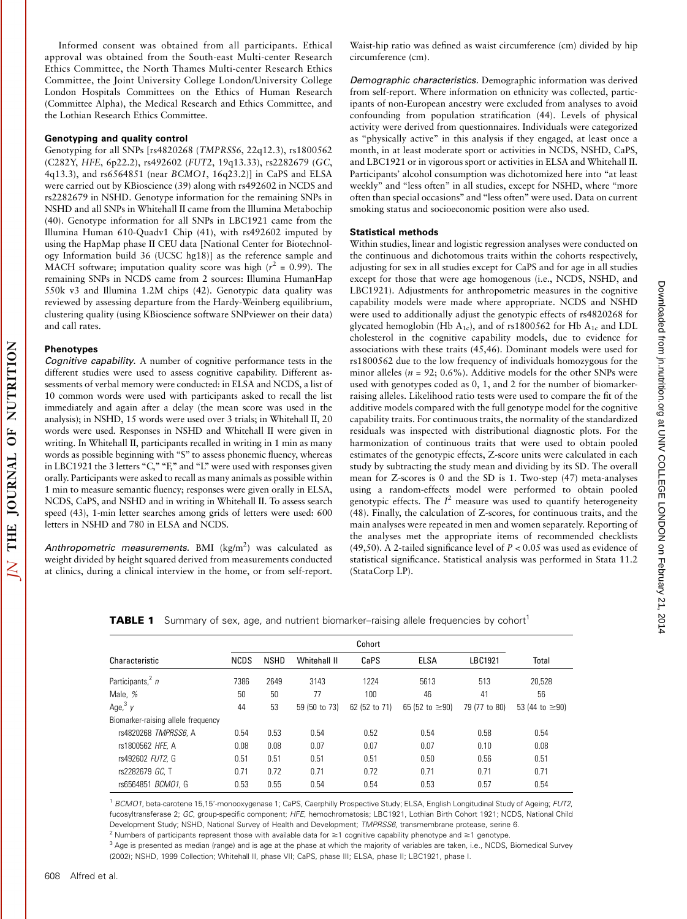Informed consent was obtained from all participants. Ethical approval was obtained from the South-east Multi-center Research Ethics Committee, the North Thames Multi-center Research Ethics Committee, the Joint University College London/University College London Hospitals Committees on the Ethics of Human Research (Committee Alpha), the Medical Research and Ethics Committee, and the Lothian Research Ethics Committee.

### Genotyping and quality control

Genotyping for all SNPs [rs4820268 (*TMPRSS6*, 22q12.3), rs1800562 (C282Y, *HFE*, 6p22.2), rs492602 (*FUT2*, 19q13.33), rs2282679 (*GC*, 4q13.3), and rs6564851 (near *BCMO1*, 16q23.2)] in CaPS and ELSA were carried out by KBioscience (39) along with rs492602 in NCDS and rs2282679 in NSHD. Genotype information for the remaining SNPs in NSHD and all SNPs in Whitehall II came from the Illumina Metabochip (40). Genotype information for all SNPs in LBC1921 came from the Illumina Human 610-Quadv1 Chip (41), with rs492602 imputed by using the HapMap phase II CEU data [National Center for Biotechnology Information build 36 (UCSC hg18)] as the reference sample and MACH software; imputation quality score was high ($r^2$ = 0.99). The remaining SNPs in NCDS came from 2 sources: Illumina HumanHap 550k v3 and Illumina 1.2M chips (42). Genotypic data quality was reviewed by assessing departure from the Hardy-Weinberg equilibrium, clustering quality (using KBioscience software SNPviewer on their data) and call rates.

### Phenotypes

*Cognitive capability.* A number of cognitive performance tests in the different studies were used to assess cognitive capability. Different assessments of verbal memory were conducted: in ELSA and NCDS, a list of 10 common words were used with participants asked to recall the list immediately and again after a delay (the mean score was used in the analysis); in NSHD, 15 words were used over 3 trials; in Whitehall II, 20 words were used. Responses in NSHD and Whitehall II were given in writing. In Whitehall II, participants recalled in writing in 1 min as many words as possible beginning with "S" to assess phonemic fluency, whereas in LBC1921 the 3 letters "C," "F," and "L" were used with responses given orally. Participants were asked to recall as many animals as possible within 1 min to measure semantic fluency; responses were given orally in ELSA, NCDS, CaPS, and NSHD and in writing in Whitehall II. To assess search speed (43), 1-min letter searches among grids of letters were used: 600 letters in NSHD and 780 in ELSA and NCDS.

*Anthropometric measurements.* BMI (kg/m$^2$) was calculated as weight divided by height squared derived from measurements conducted at clinics, during a clinical interview in the home, or from self-report. Waist-hip ratio was defined as waist circumference (cm) divided by hip circumference (cm).

*Demographic characteristics.* Demographic information was derived from self-report. Where information on ethnicity was collected, participants of non-European ancestry were excluded from analyses to avoid confounding from population stratification (44). Levels of physical activity were derived from questionnaires. Individuals were categorized as "physically active" in this analysis if they engaged, at least once a month, in at least moderate sport or activities in NCDS, NSHD, CaPS, and LBC1921 or in vigorous sport or activities in ELSA and Whitehall II. Participants' alcohol consumption was dichotomized here into "at least weekly" and "less often" in all studies, except for NSHD, where "more often than special occasions" and "less often" were used. Data on current smoking status and socioeconomic position were also used.

### Statistical methods

Within studies, linear and logistic regression analyses were conducted on the continuous and dichotomous traits within the cohorts respectively, adjusting for sex in all studies except for CaPS and for age in all studies except for those that were age homogenous (i.e., NCDS, NSHD, and LBC1921). Adjustments for anthropometric measures in the cognitive capability models were made where appropriate. NCDS and NSHD were used to additionally adjust the genotypic effects of rs4820268 for glycated hemoglobin (Hb $A_{1c}$), and of rs1800562 for Hb $A_{1c}$ and LDL cholesterol in the cognitive capability models, due to evidence for associations with these traits (45,46). Dominant models were used for rs1800562 due to the low frequency of individuals homozygous for the minor alleles ($n$ = 92; 0.6%). Additive models for the other SNPs were used with genotypes coded as 0, 1, and 2 for the number of biomarker-raising alleles. Likelihood ratio tests were used to compare the fit of the additive models compared with the full genotype model for the cognitive capability traits. For continuous traits, the normality of the standardized residuals was inspected with distributional diagnostic plots. For the harmonization of continuous traits that were used to obtain pooled estimates of the genotypic effects, Z-score units were calculated in each study by subtracting the study mean and dividing by its SD. The overall mean for Z-scores is 0 and the SD is 1. Two-step (47) meta-analyses using a random-effects model were performed to obtain pooled genotypic effects. The $I^2$ measure was used to quantify heterogeneity (48). Finally, the calculation of Z-scores, for continuous traits, and the main analyses were repeated in men and women separately. Reporting of the analyses met the appropriate items of recommended checklists (49,50). A 2-tailed significance level of $P < 0.05$ was used as evidence of statistical significance. Statistical analysis was performed in Stata 11.2 (StataCorp LP).

**TABLE 1** Summary of sex, age, and nutrient biomarker–raising allele frequencies by cohort[1]

| Characteristic | Cohort | | | | | | Total |
|---|---|---|---|---|---|---|---|
| | NCDS | NSHD | Whitehall II | CaPS | ELSA | LBC1921 | |
| Participants,[2] *n* | 7386 | 2649 | 3143 | 1224 | 5613 | 513 | 20,528 |
| Male, % | 50 | 50 | 77 | 100 | 46 | 41 | 56 |
| Age,[3] *y* | 44 | 53 | 59 (50 to 73) | 62 (52 to 71) | 65 (52 to ≥90) | 79 (77 to 80) | 53 (44 to ≥90) |
| Biomarker-raising allele frequency | | | | | | | |
| rs4820268 *TMPRSS6*, A | 0.54 | 0.53 | 0.54 | 0.52 | 0.54 | 0.58 | 0.54 |
| rs1800562 *HFE*, A | 0.08 | 0.08 | 0.07 | 0.07 | 0.07 | 0.10 | 0.08 |
| rs492602 *FUT2*, G | 0.51 | 0.51 | 0.51 | 0.51 | 0.50 | 0.56 | 0.51 |
| rs2282679 *GC*, T | 0.71 | 0.72 | 0.71 | 0.72 | 0.71 | 0.71 | 0.71 |
| rs6564851 *BCMO1*, G | 0.53 | 0.55 | 0.54 | 0.54 | 0.53 | 0.57 | 0.54 |

[1] *BCMO1*, beta-carotene 15,15′-monooxygenase 1; CaPS, Caerphilly Prospective Study; ELSA, English Longitudinal Study of Ageing; *FUT2*, fucosyltransferase 2; *GC*, group-specific component; *HFE*, hemochromatosis; LBC1921, Lothian Birth Cohort 1921; NCDS, National Child Development Study; NSHD, National Survey of Health and Development; *TMPRSS6*, transmembrane protease, serine 6.

[2] Numbers of participants represent those with available data for ≥1 cognitive capability phenotype and ≥1 genotype.

[3] Age is presented as median (range) and is age at the phase at which the majority of variables are taken, i.e., NCDS, Biomedical Survey (2002); NSHD, 1999 Collection; Whitehall II, phase VII; CaPS, phase III; ELSA, phase II; LBC1921, phase I.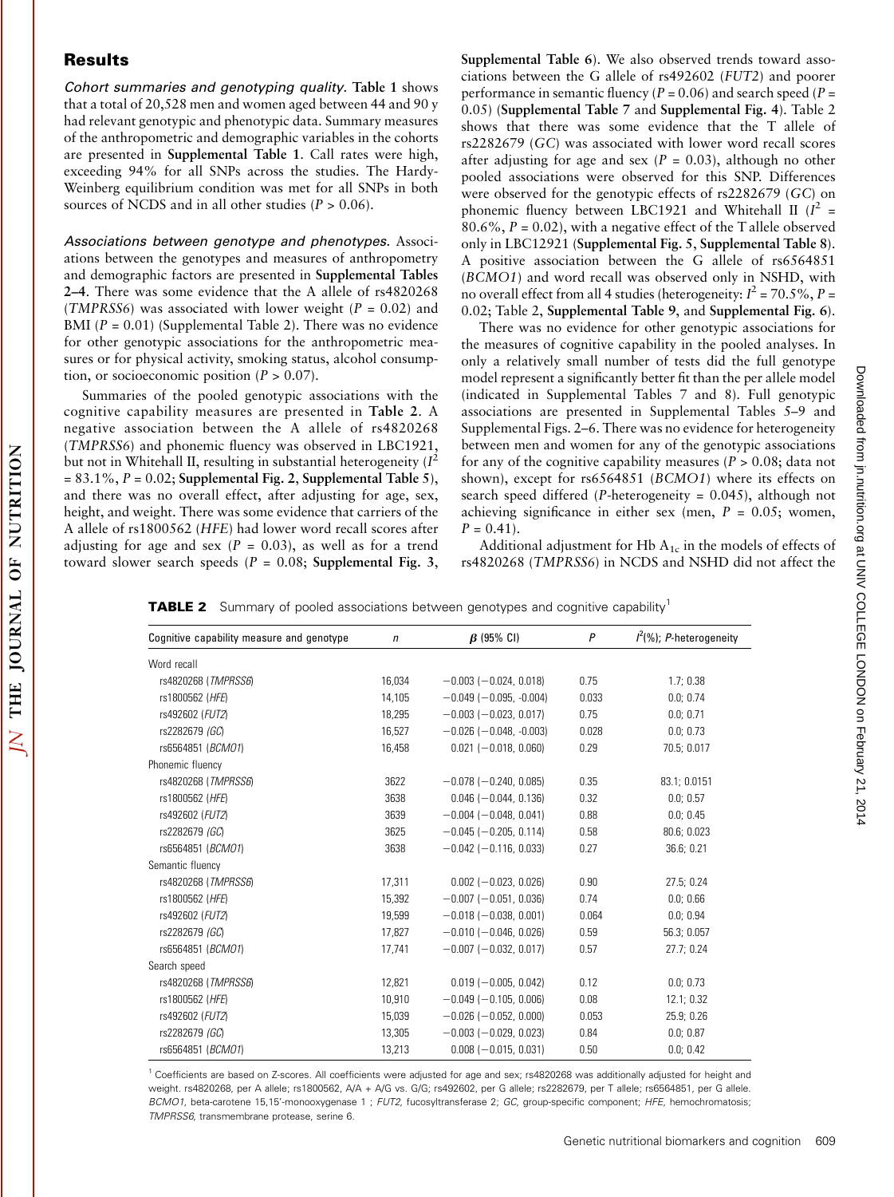## Results

*Cohort summaries and genotyping quality.* **Table 1** shows that a total of 20,528 men and women aged between 44 and 90 y had relevant genotypic and phenotypic data. Summary measures of the anthropometric and demographic variables in the cohorts are presented in **Supplemental Table 1**. Call rates were high, exceeding 94% for all SNPs across the studies. The Hardy-Weinberg equilibrium condition was met for all SNPs in both sources of NCDS and in all other studies ($P > 0.06$).

*Associations between genotype and phenotypes.* Associations between the genotypes and measures of anthropometry and demographic factors are presented in **Supplemental Tables 2–4**. There was some evidence that the A allele of rs4820268 (*TMPRSS6*) was associated with lower weight ($P = 0.02$) and BMI ($P = 0.01$) (Supplemental Table 2). There was no evidence for other genotypic associations for the anthropometric measures or for physical activity, smoking status, alcohol consumption, or socioeconomic position ($P > 0.07$).

Summaries of the pooled genotypic associations with the cognitive capability measures are presented in **Table 2**. A negative association between the A allele of rs4820268 (*TMPRSS6*) and phonemic fluency was observed in LBC1921, but not in Whitehall II, resulting in substantial heterogeneity ($I^2 = 83.1\%$, $P = 0.02$; **Supplemental Fig. 2**, **Supplemental Table 5**), and there was no overall effect, after adjusting for age, sex, height, and weight. There was some evidence that carriers of the A allele of rs1800562 (*HFE*) had lower word recall scores after adjusting for age and sex ($P = 0.03$), as well as for a trend toward slower search speeds ($P = 0.08$; **Supplemental Fig. 3**, **Supplemental Table 6**). We also observed trends toward associations between the G allele of rs492602 (*FUT2*) and poorer performance in semantic fluency ($P = 0.06$) and search speed ($P = 0.05$) (**Supplemental Table 7** and **Supplemental Fig. 4**). Table 2 shows that there was some evidence that the T allele of rs2282679 (*GC*) was associated with lower word recall scores after adjusting for age and sex ($P = 0.03$), although no other pooled associations were observed for this SNP. Differences were observed for the genotypic effects of rs2282679 (*GC*) on phonemic fluency between LBC1921 and Whitehall II ($I^2 = 80.6\%$, $P = 0.02$), with a negative effect of the T allele observed only in LBC12921 (**Supplemental Fig. 5**, **Supplemental Table 8**). A positive association between the G allele of rs6564851 (*BCMO1*) and word recall was observed only in NSHD, with no overall effect from all 4 studies (heterogeneity: $I^2 = 70.5\%$, $P = 0.02$; Table 2, **Supplemental Table 9**, and **Supplemental Fig. 6**).

There was no evidence for other genotypic associations for the measures of cognitive capability in the pooled analyses. In only a relatively small number of tests did the full genotype model represent a significantly better fit than the per allele model (indicated in Supplemental Tables 7 and 8). Full genotypic associations are presented in Supplemental Tables 5–9 and Supplemental Figs. 2–6. There was no evidence for heterogeneity between men and women for any of the genotypic associations for any of the cognitive capability measures ($P > 0.08$; data not shown), except for rs6564851 (*BCMO1*) where its effects on search speed differed (*P*-heterogeneity = 0.045), although not achieving significance in either sex (men, $P = 0.05$; women, $P = 0.41$).

Additional adjustment for Hb $A_{1c}$ in the models of effects of rs4820268 (*TMPRSS6*) in NCDS and NSHD did not affect the

**TABLE 2** Summary of pooled associations between genotypes and cognitive capability[1]

| Cognitive capability measure and genotype | *n* | $\beta$ (95% CI) | *P* | $I^2$(%); *P*-heterogeneity |
|---|---|---|---|---|
| Word recall | | | | |
| rs4820268 (*TMPRSS6*) | 16,034 | −0.003 (−0.024, 0.018) | 0.75 | 1.7; 0.38 |
| rs1800562 (*HFE*) | 14,105 | −0.049 (−0.095, -0.004) | 0.033 | 0.0; 0.74 |
| rs492602 (*FUT2*) | 18,295 | −0.003 (−0.023, 0.017) | 0.75 | 0.0; 0.71 |
| rs2282679 (*GC*) | 16,527 | −0.026 (−0.048, -0.003) | 0.028 | 0.0; 0.73 |
| rs6564851 (*BCMO1*) | 16,458 | 0.021 (−0.018, 0.060) | 0.29 | 70.5; 0.017 |
| Phonemic fluency | | | | |
| rs4820268 (*TMPRSS6*) | 3622 | −0.078 (−0.240, 0.085) | 0.35 | 83.1; 0.0151 |
| rs1800562 (*HFE*) | 3638 | 0.046 (−0.044, 0.136) | 0.32 | 0.0; 0.57 |
| rs492602 (*FUT2*) | 3639 | −0.004 (−0.048, 0.041) | 0.88 | 0.0; 0.45 |
| rs2282679 (*GC*) | 3625 | −0.045 (−0.205, 0.114) | 0.58 | 80.6; 0.023 |
| rs6564851 (*BCMO1*) | 3638 | −0.042 (−0.116, 0.033) | 0.27 | 36.6; 0.21 |
| Semantic fluency | | | | |
| rs4820268 (*TMPRSS6*) | 17,311 | 0.002 (−0.023, 0.026) | 0.90 | 27.5; 0.24 |
| rs1800562 (*HFE*) | 15,392 | −0.007 (−0.051, 0.036) | 0.74 | 0.0; 0.66 |
| rs492602 (*FUT2*) | 19,599 | −0.018 (−0.038, 0.001) | 0.064 | 0.0; 0.94 |
| rs2282679 (*GC*) | 17,827 | −0.010 (−0.046, 0.026) | 0.59 | 56.3; 0.057 |
| rs6564851 (*BCMO1*) | 17,741 | −0.007 (−0.032, 0.017) | 0.57 | 27.7; 0.24 |
| Search speed | | | | |
| rs4820268 (*TMPRSS6*) | 12,821 | 0.019 (−0.005, 0.042) | 0.12 | 0.0; 0.73 |
| rs1800562 (*HFE*) | 10,910 | −0.049 (−0.105, 0.006) | 0.08 | 12.1; 0.32 |
| rs492602 (*FUT2*) | 15,039 | −0.026 (−0.052, 0.000) | 0.053 | 25.9; 0.26 |
| rs2282679 (*GC*) | 13,305 | −0.003 (−0.029, 0.023) | 0.84 | 0.0; 0.87 |
| rs6564851 (*BCMO1*) | 13,213 | 0.008 (−0.015, 0.031) | 0.50 | 0.0; 0.42 |

[1] Coefficients are based on Z-scores. All coefficients were adjusted for age and sex; rs4820268 was additionally adjusted for height and weight. rs4820268, per A allele; rs1800562, A/A + A/G vs. G/G; rs492602, per G allele; rs2282679, per T allele; rs6564851, per G allele. *BCMO1*, beta-carotene 15,15′-monooxygenase 1 ; *FUT2*, fucosyltransferase 2; *GC*, group-specific component; *HFE*, hemochromatosis; *TMPRSS6*, transmembrane protease, serine 6.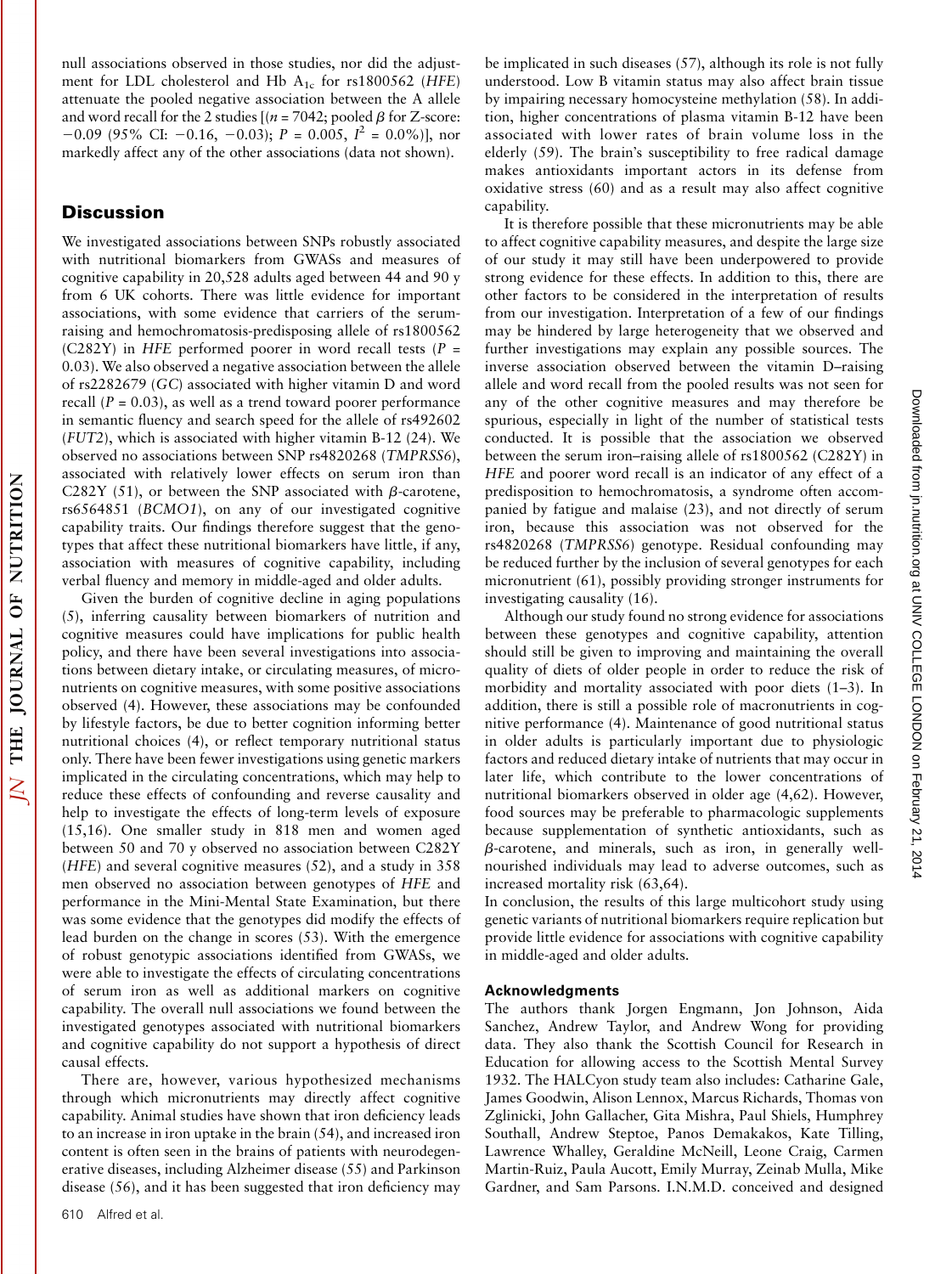null associations observed in those studies, nor did the adjustment for LDL cholesterol and Hb $A_{1c}$ for rs1800562 (*HFE*) attenuate the pooled negative association between the A allele and word recall for the 2 studies [($n$ = 7042; pooled $\beta$ for Z-score: −0.09 (95% CI: −0.16, −0.03); $P$ = 0.005, $I^2$ = 0.0%)], nor markedly affect any of the other associations (data not shown).

## Discussion

We investigated associations between SNPs robustly associated with nutritional biomarkers from GWASs and measures of cognitive capability in 20,528 adults aged between 44 and 90 y from 6 UK cohorts. There was little evidence for important associations, with some evidence that carriers of the serum-raising and hemochromatosis-predisposing allele of rs1800562 (C282Y) in *HFE* performed poorer in word recall tests ($P$ = 0.03). We also observed a negative association between the allele of rs2282679 (*GC*) associated with higher vitamin D and word recall ($P$ = 0.03), as well as a trend toward poorer performance in semantic fluency and search speed for the allele of rs492602 (*FUT2*), which is associated with higher vitamin B-12 (24). We observed no associations between SNP rs4820268 (*TMPRSS6*), associated with relatively lower effects on serum iron than C282Y (51), or between the SNP associated with $\beta$-carotene, rs6564851 (*BCMO1*), on any of our investigated cognitive capability traits. Our findings therefore suggest that the genotypes that affect these nutritional biomarkers have little, if any, association with measures of cognitive capability, including verbal fluency and memory in middle-aged and older adults.

Given the burden of cognitive decline in aging populations (5), inferring causality between biomarkers of nutrition and cognitive measures could have implications for public health policy, and there have been several investigations into associations between dietary intake, or circulating measures, of micronutrients on cognitive measures, with some positive associations observed (4). However, these associations may be confounded by lifestyle factors, be due to better cognition informing better nutritional choices (4), or reflect temporary nutritional status only. There have been fewer investigations using genetic markers implicated in the circulating concentrations, which may help to reduce these effects of confounding and reverse causality and help to investigate the effects of long-term levels of exposure (15,16). One smaller study in 818 men and women aged between 50 and 70 y observed no association between C282Y (*HFE*) and several cognitive measures (52), and a study in 358 men observed no association between genotypes of *HFE* and performance in the Mini-Mental State Examination, but there was some evidence that the genotypes did modify the effects of lead burden on the change in scores (53). With the emergence of robust genotypic associations identified from GWASs, we were able to investigate the effects of circulating concentrations of serum iron as well as additional markers on cognitive capability. The overall null associations we found between the investigated genotypes associated with nutritional biomarkers and cognitive capability do not support a hypothesis of direct causal effects.

There are, however, various hypothesized mechanisms through which micronutrients may directly affect cognitive capability. Animal studies have shown that iron deficiency leads to an increase in iron uptake in the brain (54), and increased iron content is often seen in the brains of patients with neurodegenerative diseases, including Alzheimer disease (55) and Parkinson disease (56), and it has been suggested that iron deficiency may be implicated in such diseases (57), although its role is not fully understood. Low B vitamin status may also affect brain tissue by impairing necessary homocysteine methylation (58). In addition, higher concentrations of plasma vitamin B-12 have been associated with lower rates of brain volume loss in the elderly (59). The brain's susceptibility to free radical damage makes antioxidants important actors in its defense from oxidative stress (60) and as a result may also affect cognitive capability.

It is therefore possible that these micronutrients may be able to affect cognitive capability measures, and despite the large size of our study it may still have been underpowered to provide strong evidence for these effects. In addition to this, there are other factors to be considered in the interpretation of results from our investigation. Interpretation of a few of our findings may be hindered by large heterogeneity that we observed and further investigations may explain any possible sources. The inverse association observed between the vitamin D–raising allele and word recall from the pooled results was not seen for any of the other cognitive measures and may therefore be spurious, especially in light of the number of statistical tests conducted. It is possible that the association we observed between the serum iron–raising allele of rs1800562 (C282Y) in *HFE* and poorer word recall is an indicator of any effect of a predisposition to hemochromatosis, a syndrome often accompanied by fatigue and malaise (23), and not directly of serum iron, because this association was not observed for the rs4820268 (*TMPRSS6*) genotype. Residual confounding may be reduced further by the inclusion of several genotypes for each micronutrient (61), possibly providing stronger instruments for investigating causality (16).

Although our study found no strong evidence for associations between these genotypes and cognitive capability, attention should still be given to improving and maintaining the overall quality of diets of older people in order to reduce the risk of morbidity and mortality associated with poor diets (1–3). In addition, there is still a possible role of macronutrients in cognitive performance (4). Maintenance of good nutritional status in older adults is particularly important due to physiologic factors and reduced dietary intake of nutrients that may occur in later life, which contribute to the lower concentrations of nutritional biomarkers observed in older age (4,62). However, food sources may be preferable to pharmacologic supplements because supplementation of synthetic antioxidants, such as $\beta$-carotene, and minerals, such as iron, in generally well-nourished individuals may lead to adverse outcomes, such as increased mortality risk (63,64).

In conclusion, the results of this large multicohort study using genetic variants of nutritional biomarkers require replication but provide little evidence for associations with cognitive capability in middle-aged and older adults.

### Acknowledgments

The authors thank Jorgen Engmann, Jon Johnson, Aida Sanchez, Andrew Taylor, and Andrew Wong for providing data. They also thank the Scottish Council for Research in Education for allowing access to the Scottish Mental Survey 1932. The HALCyon study team also includes: Catharine Gale, James Goodwin, Alison Lennox, Marcus Richards, Thomas von Zglinicki, John Gallacher, Gita Mishra, Paul Shiels, Humphrey Southall, Andrew Steptoe, Panos Demakakos, Kate Tilling, Lawrence Whalley, Geraldine McNeill, Leone Craig, Carmen Martin-Ruiz, Paula Aucott, Emily Murray, Zeinab Mulla, Mike Gardner, and Sam Parsons. I.N.M.D. conceived and designed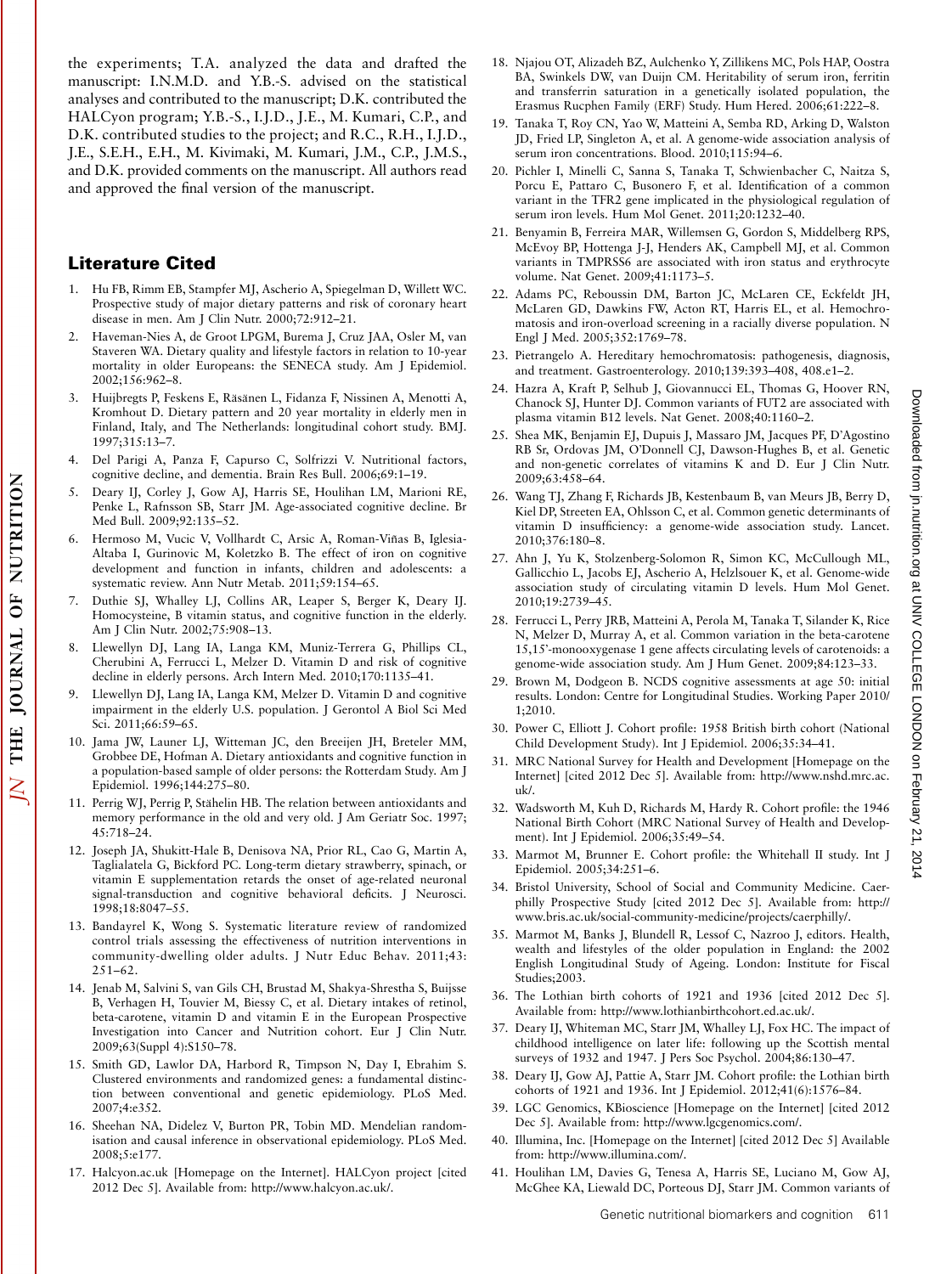the experiments; T.A. analyzed the data and drafted the manuscript: I.N.M.D. and Y.B.-S. advised on the statistical analyses and contributed to the manuscript; D.K. contributed the HALCyon program; Y.B.-S., I.J.D., J.E., M. Kumari, C.P., and D.K. contributed studies to the project; and R.C., R.H., I.J.D., J.E., S.E.H., E.H., M. Kivimaki, M. Kumari, J.M., C.P., J.M.S., and D.K. provided comments on the manuscript. All authors read and approved the final version of the manuscript.

## Literature Cited

1. Hu FB, Rimm EB, Stampfer MJ, Ascherio A, Spiegelman D, Willett WC. Prospective study of major dietary patterns and risk of coronary heart disease in men. Am J Clin Nutr. 2000;72:912–21.
2. Haveman-Nies A, de Groot LPGM, Burema J, Cruz JAA, Osler M, van Staveren WA. Dietary quality and lifestyle factors in relation to 10-year mortality in older Europeans: the SENECA study. Am J Epidemiol. 2002;156:962–8.
3. Huijbregts P, Feskens E, Räsänen L, Fidanza F, Nissinen A, Menotti A, Kromhout D. Dietary pattern and 20 year mortality in elderly men in Finland, Italy, and The Netherlands: longitudinal cohort study. BMJ. 1997;315:13–7.
4. Del Parigi A, Panza F, Capurso C, Solfrizzi V. Nutritional factors, cognitive decline, and dementia. Brain Res Bull. 2006;69:1–19.
5. Deary IJ, Corley J, Gow AJ, Harris SE, Houlihan LM, Marioni RE, Penke L, Rafnsson SB, Starr JM. Age-associated cognitive decline. Br Med Bull. 2009;92:135–52.
6. Hermoso M, Vucic V, Vollhardt C, Arsic A, Roman-Viñas B, Iglesia-Altaba I, Gurinovic M, Koletzko B. The effect of iron on cognitive development and function in infants, children and adolescents: a systematic review. Ann Nutr Metab. 2011;59:154–65.
7. Duthie SJ, Whalley LJ, Collins AR, Leaper S, Berger K, Deary IJ. Homocysteine, B vitamin status, and cognitive function in the elderly. Am J Clin Nutr. 2002;75:908–13.
8. Llewellyn DJ, Lang IA, Langa KM, Muniz-Terrera G, Phillips CL, Cherubini A, Ferrucci L, Melzer D. Vitamin D and risk of cognitive decline in elderly persons. Arch Intern Med. 2010;170:1135–41.
9. Llewellyn DJ, Lang IA, Langa KM, Melzer D. Vitamin D and cognitive impairment in the elderly U.S. population. J Gerontol A Biol Sci Med Sci. 2011;66:59–65.
10. Jama JW, Launer LJ, Witteman JC, den Breeijen JH, Breteler MM, Grobbee DE, Hofman A. Dietary antioxidants and cognitive function in a population-based sample of older persons: the Rotterdam Study. Am J Epidemiol. 1996;144:275–80.
11. Perrig WJ, Perrig P, Stähelin HB. The relation between antioxidants and memory performance in the old and very old. J Am Geriatr Soc. 1997; 45:718–24.
12. Joseph JA, Shukitt-Hale B, Denisova NA, Prior RL, Cao G, Martin A, Taglialatela G, Bickford PC. Long-term dietary strawberry, spinach, or vitamin E supplementation retards the onset of age-related neuronal signal-transduction and cognitive behavioral deficits. J Neurosci. 1998;18:8047–55.
13. Bandayrel K, Wong S. Systematic literature review of randomized control trials assessing the effectiveness of nutrition interventions in community-dwelling older adults. J Nutr Educ Behav. 2011;43: 251–62.
14. Jenab M, Salvini S, van Gils CH, Brustad M, Shakya-Shrestha S, Buijsse B, Verhagen H, Touvier M, Biessy C, et al. Dietary intakes of retinol, beta-carotene, vitamin D and vitamin E in the European Prospective Investigation into Cancer and Nutrition cohort. Eur J Clin Nutr. 2009;63(Suppl 4):S150–78.
15. Smith GD, Lawlor DA, Harbord R, Timpson N, Day I, Ebrahim S. Clustered environments and randomized genes: a fundamental distinction between conventional and genetic epidemiology. PLoS Med. 2007;4:e352.
16. Sheehan NA, Didelez V, Burton PR, Tobin MD. Mendelian randomisation and causal inference in observational epidemiology. PLoS Med. 2008;5:e177.
17. Halcyon.ac.uk [Homepage on the Internet]. HALCyon project [cited 2012 Dec 5]. Available from: http://www.halcyon.ac.uk/.
18. Njajou OT, Alizadeh BZ, Aulchenko Y, Zillikens MC, Pols HAP, Oostra BA, Swinkels DW, van Duijn CM. Heritability of serum iron, ferritin and transferrin saturation in a genetically isolated population, the Erasmus Rucphen Family (ERF) Study. Hum Hered. 2006;61:222–8.
19. Tanaka T, Roy CN, Yao W, Matteini A, Semba RD, Arking D, Walston JD, Fried LP, Singleton A, et al. A genome-wide association analysis of serum iron concentrations. Blood. 2010;115:94–6.
20. Pichler I, Minelli C, Sanna S, Tanaka T, Schwienbacher C, Naitza S, Porcu E, Pattaro C, Busonero F, et al. Identification of a common variant in the TFR2 gene implicated in the physiological regulation of serum iron levels. Hum Mol Genet. 2011;20:1232–40.
21. Benyamin B, Ferreira MAR, Willemsen G, Gordon S, Middelberg RPS, McEvoy BP, Hottenga J-J, Henders AK, Campbell MJ, et al. Common variants in TMPRSS6 are associated with iron status and erythrocyte volume. Nat Genet. 2009;41:1173–5.
22. Adams PC, Reboussin DM, Barton JC, McLaren CE, Eckfeldt JH, McLaren GD, Dawkins FW, Acton RT, Harris EL, et al. Hemochromatosis and iron-overload screening in a racially diverse population. N Engl J Med. 2005;352:1769–78.
23. Pietrangelo A. Hereditary hemochromatosis: pathogenesis, diagnosis, and treatment. Gastroenterology. 2010;139:393–408, 408.e1–2.
24. Hazra A, Kraft P, Selhub J, Giovannucci EL, Thomas G, Hoover RN, Chanock SJ, Hunter DJ. Common variants of FUT2 are associated with plasma vitamin B12 levels. Nat Genet. 2008;40:1160–2.
25. Shea MK, Benjamin EJ, Dupuis J, Massaro JM, Jacques PF, D'Agostino RB Sr, Ordovas JM, O'Donnell CJ, Dawson-Hughes B, et al. Genetic and non-genetic correlates of vitamins K and D. Eur J Clin Nutr. 2009;63:458–64.
26. Wang TJ, Zhang F, Richards JB, Kestenbaum B, van Meurs JB, Berry D, Kiel DP, Streeten EA, Ohlsson C, et al. Common genetic determinants of vitamin D insufficiency: a genome-wide association study. Lancet. 2010;376:180–8.
27. Ahn J, Yu K, Stolzenberg-Solomon R, Simon KC, McCullough ML, Gallicchio L, Jacobs EJ, Ascherio A, Helzlsouer K, et al. Genome-wide association study of circulating vitamin D levels. Hum Mol Genet. 2010;19:2739–45.
28. Ferrucci L, Perry JRB, Matteini A, Perola M, Tanaka T, Silander K, Rice N, Melzer D, Murray A, et al. Common variation in the beta-carotene 15,15'-monooxygenase 1 gene affects circulating levels of carotenoids: a genome-wide association study. Am J Hum Genet. 2009;84:123–33.
29. Brown M, Dodgeon B. NCDS cognitive assessments at age 50: initial results. London: Centre for Longitudinal Studies. Working Paper 2010/ 1;2010.
30. Power C, Elliott J. Cohort profile: 1958 British birth cohort (National Child Development Study). Int J Epidemiol. 2006;35:34–41.
31. MRC National Survey for Health and Development [Homepage on the Internet] [cited 2012 Dec 5]. Available from: http://www.nshd.mrc.ac.uk/.
32. Wadsworth M, Kuh D, Richards M, Hardy R. Cohort profile: the 1946 National Birth Cohort (MRC National Survey of Health and Development). Int J Epidemiol. 2006;35:49–54.
33. Marmot M, Brunner E. Cohort profile: the Whitehall II study. Int J Epidemiol. 2005;34:251–6.
34. Bristol University, School of Social and Community Medicine. Caerphilly Prospective Study [cited 2012 Dec 5]. Available from: http://www.bris.ac.uk/social-community-medicine/projects/caerphilly/.
35. Marmot M, Banks J, Blundell R, Lessof C, Nazroo J, editors. Health, wealth and lifestyles of the older population in England: the 2002 English Longitudinal Study of Ageing. London: Institute for Fiscal Studies;2003.
36. The Lothian birth cohorts of 1921 and 1936 [cited 2012 Dec 5]. Available from: http://www.lothianbirthcohort.ed.ac.uk/.
37. Deary IJ, Whiteman MC, Starr JM, Whalley LJ, Fox HC. The impact of childhood intelligence on later life: following up the Scottish mental surveys of 1932 and 1947. J Pers Soc Psychol. 2004;86:130–47.
38. Deary IJ, Gow AJ, Pattie A, Starr JM. Cohort profile: the Lothian birth cohorts of 1921 and 1936. Int J Epidemiol. 2012;41(6):1576–84.
39. LGC Genomics, KBioscience [Homepage on the Internet] [cited 2012 Dec 5]. Available from: http://www.lgcgenomics.com/.
40. Illumina, Inc. [Homepage on the Internet] [cited 2012 Dec 5] Available from: http://www.illumina.com/.
41. Houlihan LM, Davies G, Tenesa A, Harris SE, Luciano M, Gow AJ, McGhee KA, Liewald DC, Porteous DJ, Starr JM. Common variants of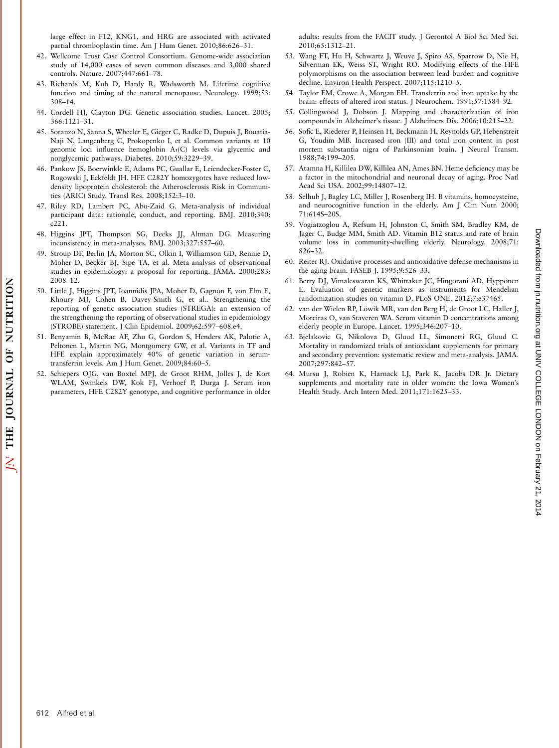large effect in F12, KNG1, and HRG are associated with activated partial thromboplastin time. Am J Hum Genet. 2010;86:626–31.

42. Wellcome Trust Case Control Consortium. Genome-wide association study of 14,000 cases of seven common diseases and 3,000 shared controls. Nature. 2007;447:661–78.
43. Richards M, Kuh D, Hardy R, Wadsworth M. Lifetime cognitive function and timing of the natural menopause. Neurology. 1999;53: 308–14.
44. Cordell HJ, Clayton DG. Genetic association studies. Lancet. 2005; 366:1121–31.
45. Soranzo N, Sanna S, Wheeler E, Gieger C, Radke D, Dupuis J, Bouatia-Naji N, Langenberg C, Prokopenko I, et al. Common variants at 10 genomic loci influence hemoglobin $A_1(C)$ levels via glycemic and nonglycemic pathways. Diabetes. 2010;59:3229–39.
46. Pankow JS, Boerwinkle E, Adams PC, Guallar E, Leiendecker-Foster C, Rogowski J, Eckfeldt JH. HFE C282Y homozygotes have reduced low-density lipoprotein cholesterol: the Atherosclerosis Risk in Communities (ARIC) Study. Transl Res. 2008;152:3–10.
47. Riley RD, Lambert PC, Abo-Zaid G. Meta-analysis of individual participant data: rationale, conduct, and reporting. BMJ. 2010;340: c221.
48. Higgins JPT, Thompson SG, Deeks JJ, Altman DG. Measuring inconsistency in meta-analyses. BMJ. 2003;327:557–60.
49. Stroup DF, Berlin JA, Morton SC, Olkin I, Williamson GD, Rennie D, Moher D, Becker BJ, Sipe TA, et al. Meta-analysis of observational studies in epidemiology: a proposal for reporting. JAMA. 2000;283: 2008–12.
50. Little J, Higgins JPT, Ioannidis JPA, Moher D, Gagnon F, von Elm E, Khoury MJ, Cohen B, Davey-Smith G, et al.. Strengthening the reporting of genetic association studies (STREGA): an extension of the strengthening the reporting of observational studies in epidemiology (STROBE) statement. J Clin Epidemiol. 2009;62:597–608.e4.
51. Benyamin B, McRae AF, Zhu G, Gordon S, Henders AK, Palotie A, Peltonen L, Martin NG, Montgomery GW, et al. Variants in TF and HFE explain approximately 40% of genetic variation in serum-transferrin levels. Am J Hum Genet. 2009;84:60–5.
52. Schiepers OJG, van Boxtel MPJ, de Groot RHM, Jolles J, de Kort WLAM, Swinkels DW, Kok FJ, Verhoef P, Durga J. Serum iron parameters, HFE C282Y genotype, and cognitive performance in older adults: results from the FACIT study. J Gerontol A Biol Sci Med Sci. 2010;65:1312–21.
53. Wang FT, Hu H, Schwartz J, Weuve J, Spiro AS, Sparrow D, Nie H, Silverman EK, Weiss ST, Wright RO. Modifying effects of the HFE polymorphisms on the association between lead burden and cognitive decline. Environ Health Perspect. 2007;115:1210–5.
54. Taylor EM, Crowe A, Morgan EH. Transferrin and iron uptake by the brain: effects of altered iron status. J Neurochem. 1991;57:1584–92.
55. Collingwood J, Dobson J. Mapping and characterization of iron compounds in Alzheimer's tissue. J Alzheimers Dis. 2006;10:215–22.
56. Sofic E, Riederer P, Heinsen H, Beckmann H, Reynolds GP, Hebenstreit G, Youdim MB. Increased iron (III) and total iron content in post mortem substantia nigra of Parkinsonian brain. J Neural Transm. 1988;74:199–205.
57. Atamna H, Killilea DW, Killilea AN, Ames BN. Heme deficiency may be a factor in the mitochondrial and neuronal decay of aging. Proc Natl Acad Sci USA. 2002;99:14807–12.
58. Selhub J, Bagley LC, Miller J, Rosenberg IH. B vitamins, homocysteine, and neurocognitive function in the elderly. Am J Clin Nutr. 2000; 71:614S–20S.
59. Vogiatzoglou A, Refsum H, Johnston C, Smith SM, Bradley KM, de Jager C, Budge MM, Smith AD. Vitamin B12 status and rate of brain volume loss in community-dwelling elderly. Neurology. 2008;71: 826–32.
60. Reiter RJ. Oxidative processes and antioxidative defense mechanisms in the aging brain. FASEB J. 1995;9:526–33.
61. Berry DJ, Vimaleswaran KS, Whittaker JC, Hingorani AD, Hyppönen E. Evaluation of genetic markers as instruments for Mendelian randomization studies on vitamin D. PLoS ONE. 2012;7:e37465.
62. van der Wielen RP, Löwik MR, van den Berg H, de Groot LC, Haller J, Moreiras O, van Staveren WA. Serum vitamin D concentrations among elderly people in Europe. Lancet. 1995;346:207–10.
63. Bjelakovic G, Nikolova D, Gluud LL, Simonetti RG, Gluud C. Mortality in randomized trials of antioxidant supplements for primary and secondary prevention: systematic review and meta-analysis. JAMA. 2007;297:842–57.
64. Mursu J, Robien K, Harnack LJ, Park K, Jacobs DR Jr. Dietary supplements and mortality rate in older women: the Iowa Women's Health Study. Arch Intern Med. 2011;171:1625–33.